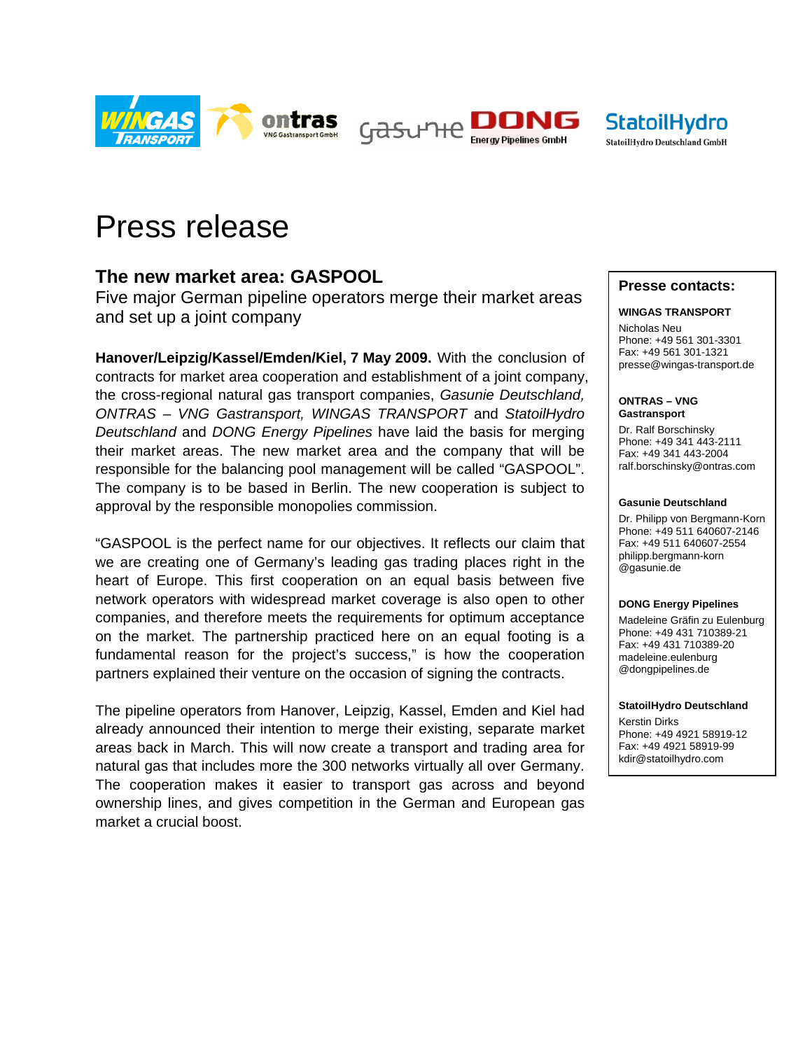# Press release

## The new market area: GASPOOL

Five major German pipeline operators merge their market areas and set up a joint company

**Hanover/Leipzig/Kassel/Emden/Kiel, 7 May 2009.** With the conclusion of contracts for market area cooperation and establishment of a joint company, the cross-regional natural gas transport companies, *Gasunie Deutschland, ONTRAS – VNG Gastransport, WINGAS TRANSPORT* and *StatoilHydro Deutschland* and *DONG Energy Pipelines* have laid the basis for merging their market areas. The new market area and the company that will be responsible for the balancing pool management will be called "GASPOOL". The company is to be based in Berlin. The new cooperation is subject to approval by the responsible monopolies commission.

"GASPOOL is the perfect name for our objectives. It reflects our claim that we are creating one of Germany's leading gas trading places right in the heart of Europe. This first cooperation on an equal basis between five network operators with widespread market coverage is also open to other companies, and therefore meets the requirements for optimum acceptance on the market. The partnership practiced here on an equal footing is a fundamental reason for the project's success," is how the cooperation partners explained their venture on the occasion of signing the contracts.

The pipeline operators from Hanover, Leipzig, Kassel, Emden and Kiel had already announced their intention to merge their existing, separate market areas back in March. This will now create a transport and trading area for natural gas that includes more the 300 networks virtually all over Germany. The cooperation makes it easier to transport gas across and beyond ownership lines, and gives competition in the German and European gas market a crucial boost.

---

**Presse contacts:**

**WINGAS TRANSPORT**
Nicholas Neu
Phone: +49 561 301-3301
Fax: +49 561 301-1321
presse@wingas-transport.de

**ONTRAS – VNG Gastransport**
Dr. Ralf Borschinsky
Phone: +49 341 443-2111
Fax: +49 341 443-2004
ralf.borschinsky@ontras.com

**Gasunie Deutschland**
Dr. Philipp von Bergmann-Korn
Phone: +49 511 640607-2146
Fax: +49 511 640607-2554
philipp.bergmann-korn@gasunie.de

**DONG Energy Pipelines**
Madeleine Gräfin zu Eulenburg
Phone: +49 431 710389-21
Fax: +49 431 710389-20
madeleine.eulenburg@dongpipelines.de

**StatoilHydro Deutschland**
Kerstin Dirks
Phone: +49 4921 58919-12
Fax: +49 4921 58919-99
kdir@statoilhydro.com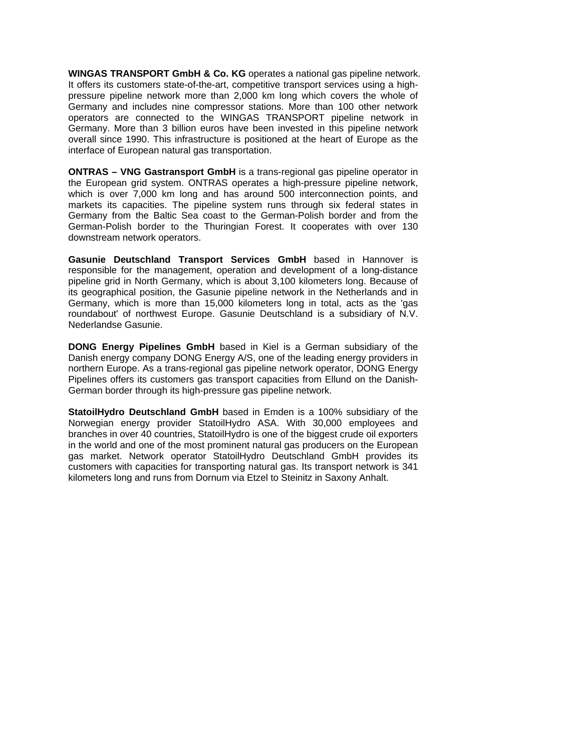**WINGAS TRANSPORT GmbH & Co. KG** operates a national gas pipeline network. It offers its customers state-of-the-art, competitive transport services using a high-pressure pipeline network more than 2,000 km long which covers the whole of Germany and includes nine compressor stations. More than 100 other network operators are connected to the WINGAS TRANSPORT pipeline network in Germany. More than 3 billion euros have been invested in this pipeline network overall since 1990. This infrastructure is positioned at the heart of Europe as the interface of European natural gas transportation.

**ONTRAS – VNG Gastransport GmbH** is a trans-regional gas pipeline operator in the European grid system. ONTRAS operates a high-pressure pipeline network, which is over 7,000 km long and has around 500 interconnection points, and markets its capacities. The pipeline system runs through six federal states in Germany from the Baltic Sea coast to the German-Polish border and from the German-Polish border to the Thuringian Forest. It cooperates with over 130 downstream network operators.

**Gasunie Deutschland Transport Services GmbH** based in Hannover is responsible for the management, operation and development of a long-distance pipeline grid in North Germany, which is about 3,100 kilometers long. Because of its geographical position, the Gasunie pipeline network in the Netherlands and in Germany, which is more than 15,000 kilometers long in total, acts as the 'gas roundabout' of northwest Europe. Gasunie Deutschland is a subsidiary of N.V. Nederlandse Gasunie.

**DONG Energy Pipelines GmbH** based in Kiel is a German subsidiary of the Danish energy company DONG Energy A/S, one of the leading energy providers in northern Europe. As a trans-regional gas pipeline network operator, DONG Energy Pipelines offers its customers gas transport capacities from Ellund on the Danish-German border through its high-pressure gas pipeline network.

**StatoilHydro Deutschland GmbH** based in Emden is a 100% subsidiary of the Norwegian energy provider StatoilHydro ASA. With 30,000 employees and branches in over 40 countries, StatoilHydro is one of the biggest crude oil exporters in the world and one of the most prominent natural gas producers on the European gas market. Network operator StatoilHydro Deutschland GmbH provides its customers with capacities for transporting natural gas. Its transport network is 341 kilometers long and runs from Dornum via Etzel to Steinitz in Saxony Anhalt.